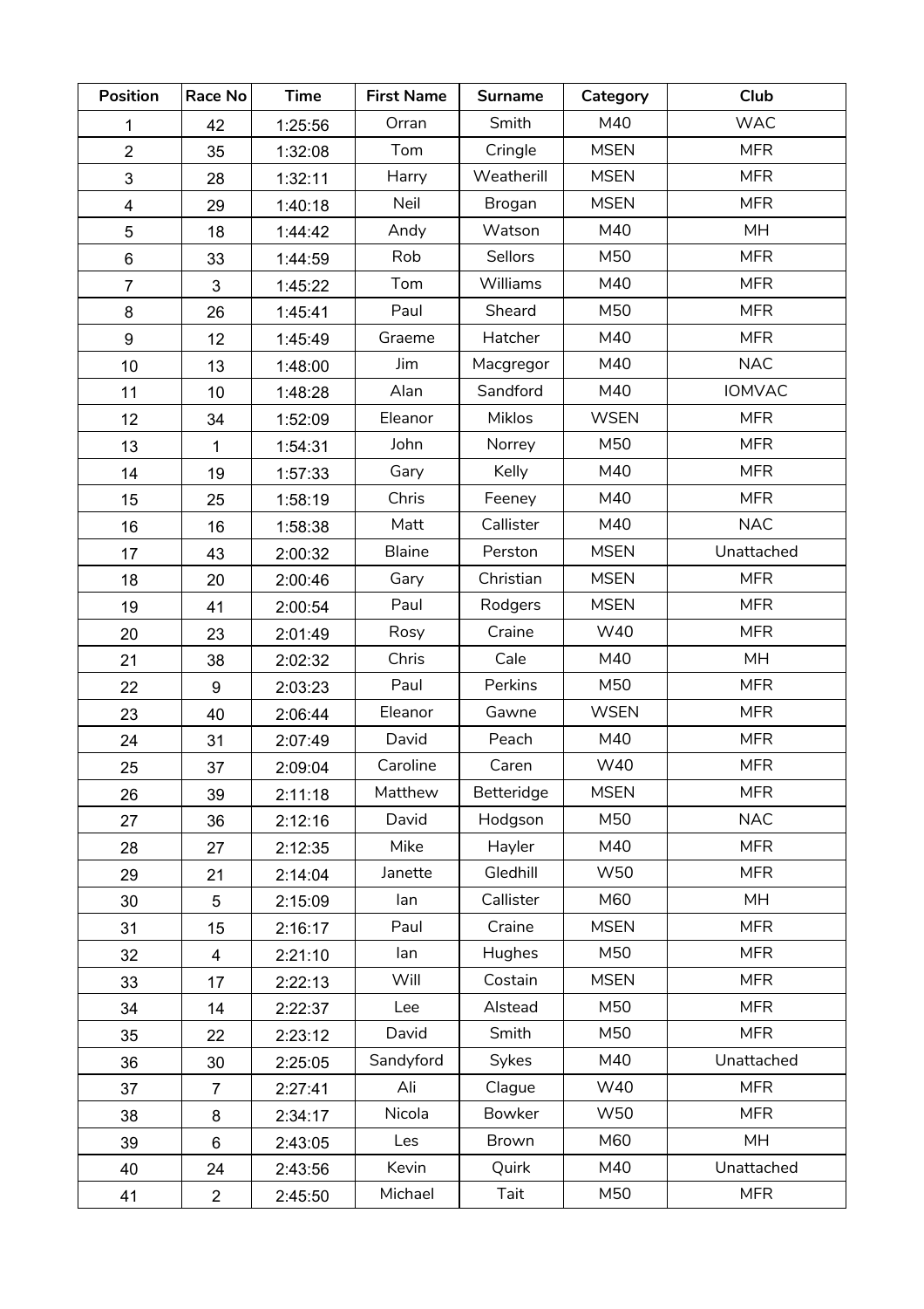| Position | Race No | Time | First Name | Surname | Category | Club |
|---|---|---|---|---|---|---|
| 1 | 42 | 1:25:56 | Orran | Smith | M40 | WAC |
| 2 | 35 | 1:32:08 | Tom | Cringle | MSEN | MFR |
| 3 | 28 | 1:32:11 | Harry | Weatherill | MSEN | MFR |
| 4 | 29 | 1:40:18 | Neil | Brogan | MSEN | MFR |
| 5 | 18 | 1:44:42 | Andy | Watson | M40 | MH |
| 6 | 33 | 1:44:59 | Rob | Sellors | M50 | MFR |
| 7 | 3 | 1:45:22 | Tom | Williams | M40 | MFR |
| 8 | 26 | 1:45:41 | Paul | Sheard | M50 | MFR |
| 9 | 12 | 1:45:49 | Graeme | Hatcher | M40 | MFR |
| 10 | 13 | 1:48:00 | Jim | Macgregor | M40 | NAC |
| 11 | 10 | 1:48:28 | Alan | Sandford | M40 | IOMVAC |
| 12 | 34 | 1:52:09 | Eleanor | Miklos | WSEN | MFR |
| 13 | 1 | 1:54:31 | John | Norrey | M50 | MFR |
| 14 | 19 | 1:57:33 | Gary | Kelly | M40 | MFR |
| 15 | 25 | 1:58:19 | Chris | Feeney | M40 | MFR |
| 16 | 16 | 1:58:38 | Matt | Callister | M40 | NAC |
| 17 | 43 | 2:00:32 | Blaine | Perston | MSEN | Unattached |
| 18 | 20 | 2:00:46 | Gary | Christian | MSEN | MFR |
| 19 | 41 | 2:00:54 | Paul | Rodgers | MSEN | MFR |
| 20 | 23 | 2:01:49 | Rosy | Craine | W40 | MFR |
| 21 | 38 | 2:02:32 | Chris | Cale | M40 | MH |
| 22 | 9 | 2:03:23 | Paul | Perkins | M50 | MFR |
| 23 | 40 | 2:06:44 | Eleanor | Gawne | WSEN | MFR |
| 24 | 31 | 2:07:49 | David | Peach | M40 | MFR |
| 25 | 37 | 2:09:04 | Caroline | Caren | W40 | MFR |
| 26 | 39 | 2:11:18 | Matthew | Betteridge | MSEN | MFR |
| 27 | 36 | 2:12:16 | David | Hodgson | M50 | NAC |
| 28 | 27 | 2:12:35 | Mike | Hayler | M40 | MFR |
| 29 | 21 | 2:14:04 | Janette | Gledhill | W50 | MFR |
| 30 | 5 | 2:15:09 | Ian | Callister | M60 | MH |
| 31 | 15 | 2:16:17 | Paul | Craine | MSEN | MFR |
| 32 | 4 | 2:21:10 | Ian | Hughes | M50 | MFR |
| 33 | 17 | 2:22:13 | Will | Costain | MSEN | MFR |
| 34 | 14 | 2:22:37 | Lee | Alstead | M50 | MFR |
| 35 | 22 | 2:23:12 | David | Smith | M50 | MFR |
| 36 | 30 | 2:25:05 | Sandyford | Sykes | M40 | Unattached |
| 37 | 7 | 2:27:41 | Ali | Clague | W40 | MFR |
| 38 | 8 | 2:34:17 | Nicola | Bowker | W50 | MFR |
| 39 | 6 | 2:43:05 | Les | Brown | M60 | MH |
| 40 | 24 | 2:43:56 | Kevin | Quirk | M40 | Unattached |
| 41 | 2 | 2:45:50 | Michael | Tait | M50 | MFR |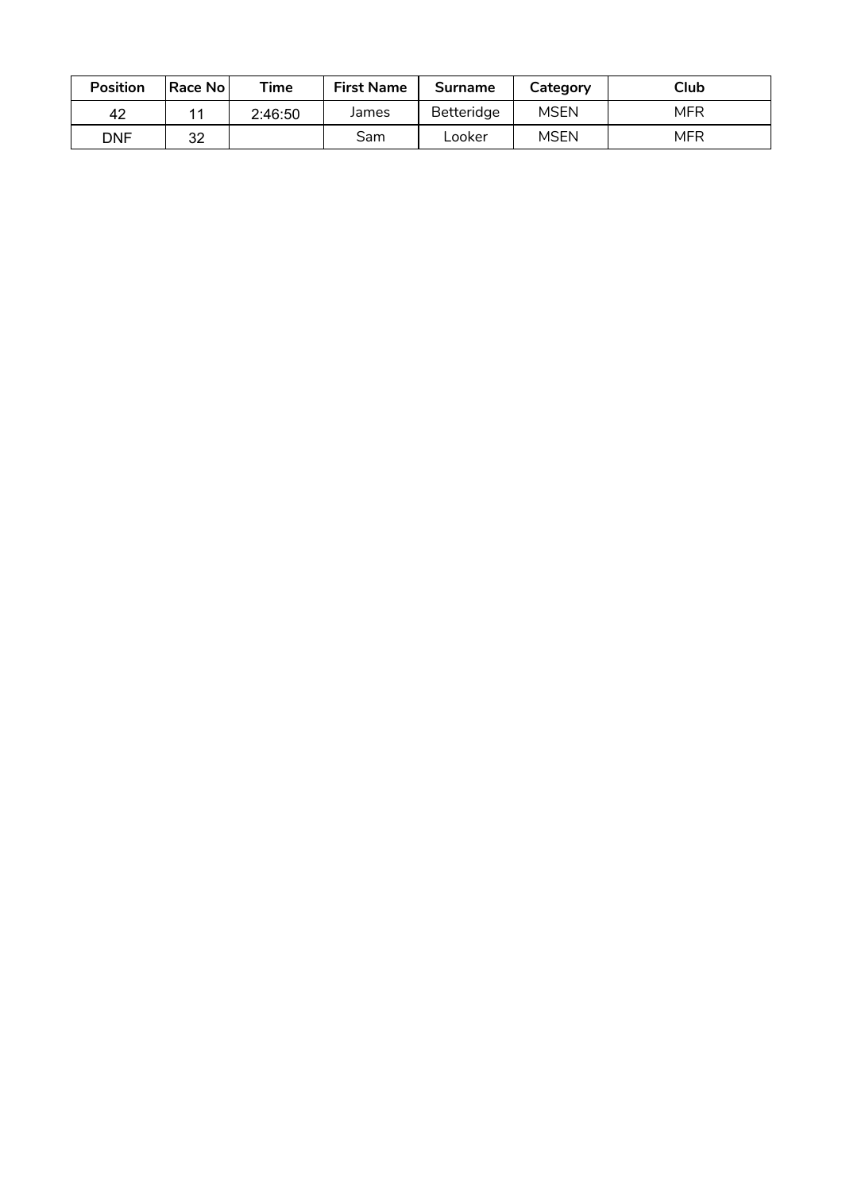| Position | Race No | Time | First Name | Surname | Category | Club |
| --- | --- | --- | --- | --- | --- | --- |
| 42 | 11 | 2:46:50 | James | Betteridge | MSEN | MFR |
| DNF | 32 | | Sam | Looker | MSEN | MFR |